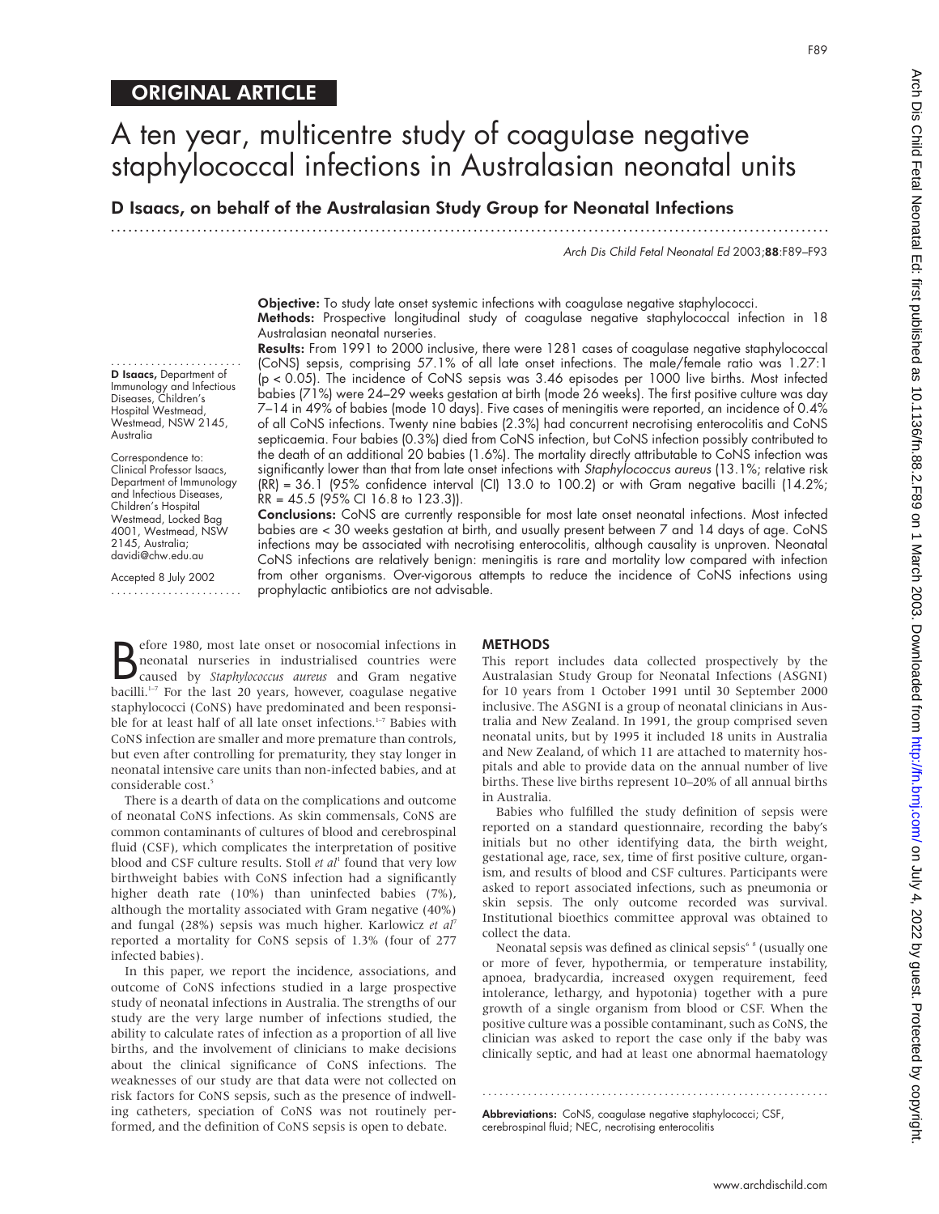ORIGINAL ARTICLE

# A ten year, multicentre study of coagulase negative staphylococcal infections in Australasian neonatal units

**D Isaacs, on behalf of the Australasian Study Group for Neonatal Infections**

**D Isaacs,** Department of Immunology and Infectious Diseases, Children's Hospital Westmead, Westmead, NSW 2145, Australia

Correspondence to: Clinical Professor Isaacs, Department of Immunology and Infectious Diseases, Children's Hospital Westmead, Locked Bag 4001, Westmead, NSW 2145, Australia; davidi@chw.edu.au

Accepted 8 July 2002

**Objective:** To study late onset systemic infections with coagulase negative staphylococci.

**Methods:** Prospective longitudinal study of coagulase negative staphylococcal infection in 18 Australasian neonatal nurseries.

**Results:** From 1991 to 2000 inclusive, there were 1281 cases of coagulase negative staphylococcal (CoNS) sepsis, comprising 57.1% of all late onset infections. The male/female ratio was 1.27:1 ($p < 0.05$). The incidence of CoNS sepsis was 3.46 episodes per 1000 live births. Most infected babies (71%) were 24–29 weeks gestation at birth (mode 26 weeks). The first positive culture was day 7–14 in 49% of babies (mode 10 days). Five cases of meningitis were reported, an incidence of 0.4% of all CoNS infections. Twenty nine babies (2.3%) had concurrent necrotising enterocolitis and CoNS septicaemia. Four babies (0.3%) died from CoNS infection, but CoNS infection possibly contributed to the death of an additional 20 babies (1.6%). The mortality directly attributable to CoNS infection was significantly lower than that from late onset infections with *Staphylococcus aureus* (13.1%; relative risk (RR) = 36.1 (95% confidence interval (CI) 13.0 to 100.2) or with Gram negative bacilli (14.2%; RR = 45.5 (95% CI 16.8 to 123.3)).

**Conclusions:** CoNS are currently responsible for most late onset neonatal infections. Most infected babies are < 30 weeks gestation at birth, and usually present between 7 and 14 days of age. CoNS infections may be associated with necrotising enterocolitis, although causality is unproven. Neonatal CoNS infections are relatively benign: meningitis is rare and mortality low compared with infection from other organisms. Over-vigorous attempts to reduce the incidence of CoNS infections using prophylactic antibiotics are not advisable.

Before 1980, most late onset or nosocomial infections in neonatal nurseries in industrialised countries were caused by *Staphylococcus aureus* and Gram negative bacilli.[1–7] For the last 20 years, however, coagulase negative staphylococci (CoNS) have predominated and been responsible for at least half of all late onset infections.[1–7] Babies with CoNS infection are smaller and more premature than controls, but even after controlling for prematurity, they stay longer in neonatal intensive care units than non-infected babies, and at considerable cost.[5]

There is a dearth of data on the complications and outcome of neonatal CoNS infections. As skin commensals, CoNS are common contaminants of cultures of blood and cerebrospinal fluid (CSF), which complicates the interpretation of positive blood and CSF culture results. Stoll *et al*[1] found that very low birthweight babies with CoNS infection had a significantly higher death rate (10%) than uninfected babies (7%), although the mortality associated with Gram negative (40%) and fungal (28%) sepsis was much higher. Karlowicz *et al*[7] reported a mortality for CoNS sepsis of 1.3% (four of 277 infected babies).

In this paper, we report the incidence, associations, and outcome of CoNS infections studied in a large prospective study of neonatal infections in Australia. The strengths of our study are the very large number of infections studied, the ability to calculate rates of infection as a proportion of all live births, and the involvement of clinicians to make decisions about the clinical significance of CoNS infections. The weaknesses of our study are that data were not collected on risk factors for CoNS sepsis, such as the presence of indwelling catheters, speciation of CoNS was not routinely performed, and the definition of CoNS sepsis is open to debate.

## METHODS

This report includes data collected prospectively by the Australasian Study Group for Neonatal Infections (ASGNI) for 10 years from 1 October 1991 until 30 September 2000 inclusive. The ASGNI is a group of neonatal clinicians in Australia and New Zealand. In 1991, the group comprised seven neonatal units, but by 1995 it included 18 units in Australia and New Zealand, of which 11 are attached to maternity hospitals and able to provide data on the annual number of live births. These live births represent 10–20% of all annual births in Australia.

Babies who fulfilled the study definition of sepsis were reported on a standard questionnaire, recording the baby's initials but no other identifying data, the birth weight, gestational age, race, sex, time of first positive culture, organism, and results of blood and CSF cultures. Participants were asked to report associated infections, such as pneumonia or skin sepsis. The only outcome recorded was survival. Institutional bioethics committee approval was obtained to collect the data.

Neonatal sepsis was defined as clinical sepsis[6,8] (usually one or more of fever, hypothermia, or temperature instability, apnoea, bradycardia, increased oxygen requirement, feed intolerance, lethargy, and hypotonia) together with a pure growth of a single organism from blood or CSF. When the positive culture was a possible contaminant, such as CoNS, the clinician was asked to report the case only if the baby was clinically septic, and had at least one abnormal haematology

**Abbreviations:** CoNS, coagulase negative staphylococci; CSF, cerebrospinal fluid; NEC, necrotising enterocolitis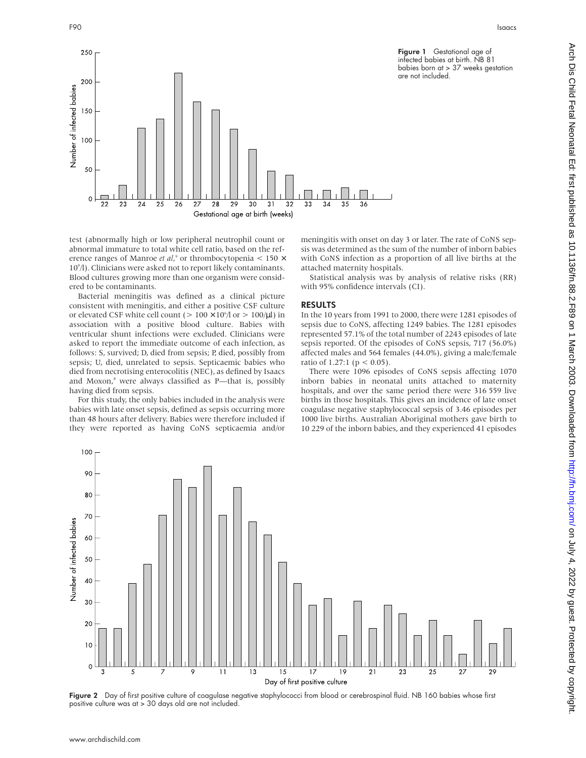Figure 1 Gestational age of infected babies at birth. NB 81 babies born at > 37 weeks gestation are not included.

test (abnormally high or low peripheral neutrophil count or abnormal immature to total white cell ratio, based on the reference ranges of Manroe *et al*,[9] or thrombocytopenia < 150 × $10^9$/l). Clinicians were asked not to report likely contaminants. Blood cultures growing more than one organism were considered to be contaminants.

Bacterial meningitis was defined as a clinical picture consistent with meningitis, and either a positive CSF culture or elevated CSF white cell count (> 100 × $10^6$/l or > 100/μl) in association with a positive blood culture. Babies with ventricular shunt infections were excluded. Clinicians were asked to report the immediate outcome of each infection, as follows: S, survived; D, died from sepsis; P, died, possibly from sepsis; U, died, unrelated to sepsis. Septicaemic babies who died from necrotising enterocolitis (NEC), as defined by Isaacs and Moxon,[8] were always classified as P—that is, possibly having died from sepsis.

For this study, the only babies included in the analysis were babies with late onset sepsis, defined as sepsis occurring more than 48 hours after delivery. Babies were therefore included if they were reported as having CoNS septicaemia and/or meningitis with onset on day 3 or later. The rate of CoNS sepsis was determined as the sum of the number of inborn babies with CoNS infection as a proportion of all live births at the attached maternity hospitals.

Statistical analysis was by analysis of relative risks (RR) with 95% confidence intervals (CI).

## RESULTS

In the 10 years from 1991 to 2000, there were 1281 episodes of sepsis due to CoNS, affecting 1249 babies. The 1281 episodes represented 57.1% of the total number of 2243 episodes of late sepsis reported. Of the episodes of CoNS sepsis, 717 (56.0%) affected males and 564 females (44.0%), giving a male/female ratio of 1.27:1 ($p < 0.05$).

There were 1096 episodes of CoNS sepsis affecting 1070 inborn babies in neonatal units attached to maternity hospitals, and over the same period there were 316 559 live births in those hospitals. This gives an incidence of late onset coagulase negative staphylococcal sepsis of 3.46 episodes per 1000 live births. Australian Aboriginal mothers gave birth to 10 229 of the inborn babies, and they experienced 41 episodes

Figure 2 Day of first positive culture of coagulase negative staphylococci from blood or cerebrospinal fluid. NB 160 babies whose first positive culture was at > 30 days old are not included.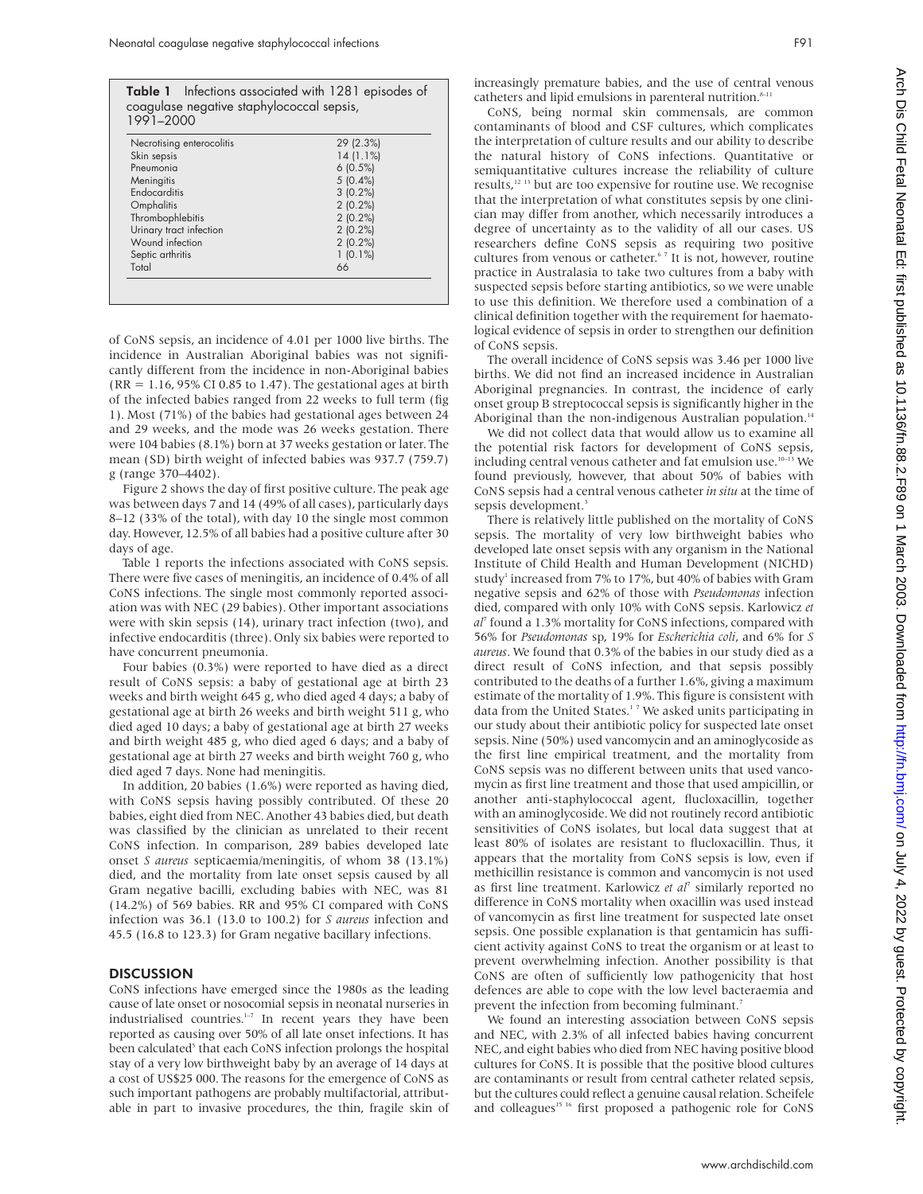**Table 1** Infections associated with 1281 episodes of coagulase negative staphylococcal sepsis, 1991–2000

| | |
|---|---|
| Necrotising enterocolitis | 29 (2.3%) |
| Skin sepsis | 14 (1.1%) |
| Pneumonia | 6 (0.5%) |
| Meningitis | 5 (0.4%) |
| Endocarditis | 3 (0.2%) |
| Omphalitis | 2 (0.2%) |
| Thrombophlebitis | 2 (0.2%) |
| Urinary tract infection | 2 (0.2%) |
| Wound infection | 2 (0.2%) |
| Septic arthritis | 1 (0.1%) |
| Total | 66 |

of CoNS sepsis, an incidence of 4.01 per 1000 live births. The incidence in Australian Aboriginal babies was not significantly different from the incidence in non-Aboriginal babies (RR = 1.16, 95% CI 0.85 to 1.47). The gestational ages at birth of the infected babies ranged from 22 weeks to full term (fig 1). Most (71%) of the babies had gestational ages between 24 and 29 weeks, and the mode was 26 weeks gestation. There were 104 babies (8.1%) born at 37 weeks gestation or later. The mean (SD) birth weight of infected babies was 937.7 (759.7) g (range 370–4402).

Figure 2 shows the day of first positive culture. The peak age was between days 7 and 14 (49% of all cases), particularly days 8–12 (33% of the total), with day 10 the single most common day. However, 12.5% of all babies had a positive culture after 30 days of age.

Table 1 reports the infections associated with CoNS sepsis. There were five cases of meningitis, an incidence of 0.4% of all CoNS infections. The single most commonly reported association was with NEC (29 babies). Other important associations were with skin sepsis (14), urinary tract infection (two), and infective endocarditis (three). Only six babies were reported to have concurrent pneumonia.

Four babies (0.3%) were reported to have died as a direct result of CoNS sepsis: a baby of gestational age at birth 23 weeks and birth weight 645 g, who died aged 4 days; a baby of gestational age at birth 26 weeks and birth weight 511 g, who died aged 10 days; a baby of gestational age at birth 27 weeks and birth weight 485 g, who died aged 6 days; and a baby of gestational age at birth 27 weeks and birth weight 760 g, who died aged 7 days. None had meningitis.

In addition, 20 babies (1.6%) were reported as having died, with CoNS sepsis having possibly contributed. Of these 20 babies, eight died from NEC. Another 43 babies died, but death was classified by the clinician as unrelated to their recent CoNS infection. In comparison, 289 babies developed late onset *S aureus* septicaemia/meningitis, of whom 38 (13.1%) died, and the mortality from late onset sepsis caused by all Gram negative bacilli, excluding babies with NEC, was 81 (14.2%) of 569 babies. RR and 95% CI compared with CoNS infection was 36.1 (13.0 to 100.2) for *S aureus* infection and 45.5 (16.8 to 123.3) for Gram negative bacillary infections.

## DISCUSSION

CoNS infections have emerged since the 1980s as the leading cause of late onset or nosocomial sepsis in neonatal nurseries in industrialised countries.[1–7] In recent years they have been reported as causing over 50% of all late onset infections. It has been calculated[5] that each CoNS infection prolongs the hospital stay of a very low birthweight baby by an average of 14 days at a cost of US$25 000. The reasons for the emergence of CoNS as such important pathogens are probably multifactorial, attributable in part to invasive procedures, the thin, fragile skin of increasingly premature babies, and the use of central venous catheters and lipid emulsions in parenteral nutrition.[8–11]

CoNS, being normal skin commensals, are common contaminants of blood and CSF cultures, which complicates the interpretation of culture results and our ability to describe the natural history of CoNS infections. Quantitative or semiquantitative cultures increase the reliability of culture results,[12 13] but are too expensive for routine use. We recognise that the interpretation of what constitutes sepsis by one clinician may differ from another, which necessarily introduces a degree of uncertainty as to the validity of all our cases. US researchers define CoNS sepsis as requiring two positive cultures from venous or catheter.[6 7] It is not, however, routine practice in Australasia to take two cultures from a baby with suspected sepsis before starting antibiotics, so we were unable to use this definition. We therefore used a combination of a clinical definition together with the requirement for haematological evidence of sepsis in order to strengthen our definition of CoNS sepsis.

The overall incidence of CoNS sepsis was 3.46 per 1000 live births. We did not find an increased incidence in Australian Aboriginal pregnancies. In contrast, the incidence of early onset group B streptococcal sepsis is significantly higher in the Aboriginal than the non-indigenous Australian population.[14]

We did not collect data that would allow us to examine all the potential risk factors for development of CoNS sepsis, including central venous catheter and fat emulsion use.[10–13] We found previously, however, that about 50% of babies with CoNS sepsis had a central venous catheter *in situ* at the time of sepsis development.[3]

There is relatively little published on the mortality of CoNS sepsis. The mortality of very low birthweight babies who developed late onset sepsis with any organism in the National Institute of Child Health and Human Development (NICHD) study[1] increased from 7% to 17%, but 40% of babies with Gram negative sepsis and 62% of those with *Pseudomonas* infection died, compared with only 10% with CoNS sepsis. Karlowicz *et al*[7] found a 1.3% mortality for CoNS infections, compared with 56% for *Pseudomonas* sp, 19% for *Escherichia coli*, and 6% for *S aureus*. We found that 0.3% of the babies in our study died as a direct result of CoNS infection, and that sepsis possibly contributed to the deaths of a further 1.6%, giving a maximum estimate of the mortality of 1.9%. This figure is consistent with data from the United States.[1 7] We asked units participating in our study about their antibiotic policy for suspected late onset sepsis. Nine (50%) used vancomycin and an aminoglycoside as the first line empirical treatment, and the mortality from CoNS sepsis was no different between units that used vancomycin as first line treatment and those that used ampicillin, or another anti-staphylococcal agent, flucloxacillin, together with an aminoglycoside. We did not routinely record antibiotic sensitivities of CoNS isolates, but local data suggest that at least 80% of isolates are resistant to flucloxacillin. Thus, it appears that the mortality from CoNS sepsis is low, even if methicillin resistance is common and vancomycin is not used as first line treatment. Karlowicz *et al*[7] similarly reported no difference in CoNS mortality when oxacillin was used instead of vancomycin as first line treatment for suspected late onset sepsis. One possible explanation is that gentamicin has sufficient activity against CoNS to treat the organism or at least to prevent overwhelming infection. Another possibility is that CoNS are often of sufficiently low pathogenicity that host defences are able to cope with the low level bacteraemia and prevent the infection from becoming fulminant.[7]

We found an interesting association between CoNS sepsis and NEC, with 2.3% of all infected babies having concurrent NEC, and eight babies who died from NEC having positive blood cultures for CoNS. It is possible that the positive blood cultures are contaminants or result from central catheter related sepsis, but the cultures could reflect a genuine causal relation. Scheifele and colleagues[15 16] first proposed a pathogenic role for CoNS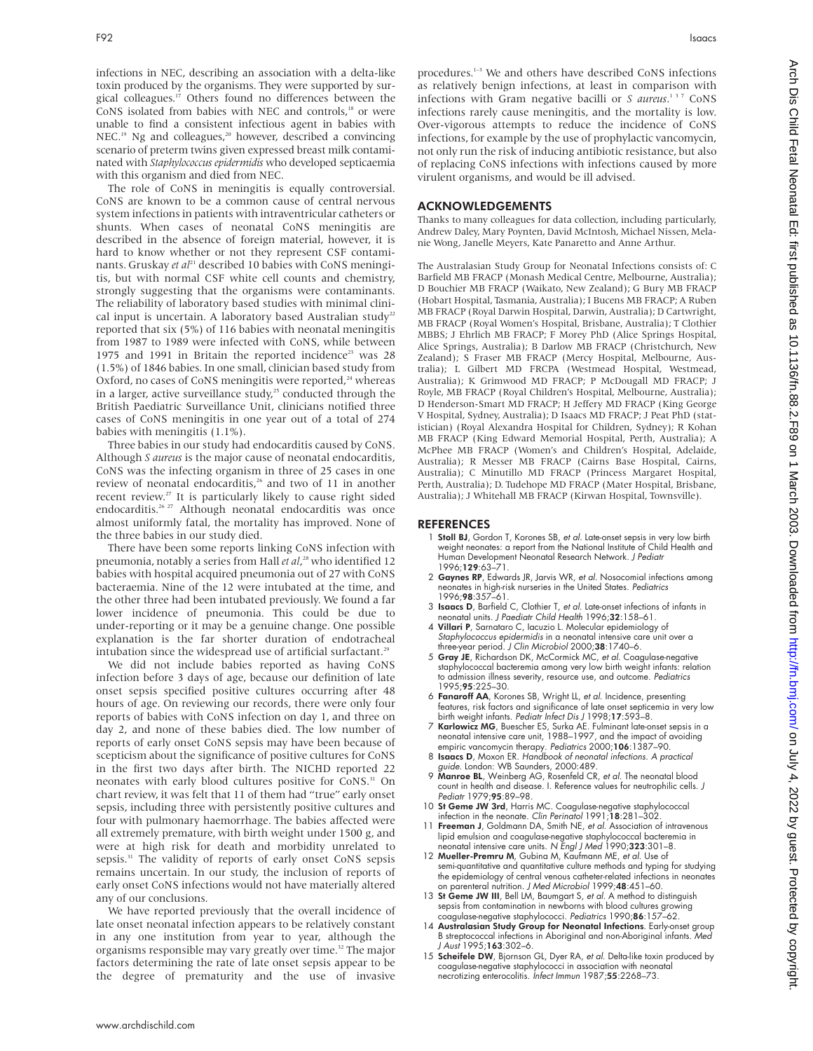infections in NEC, describing an association with a delta-like toxin produced by the organisms. They were supported by surgical colleagues.[17] Others found no differences between the CoNS isolated from babies with NEC and controls,[18] or were unable to find a consistent infectious agent in babies with NEC.[19] Ng and colleagues,[20] however, described a convincing scenario of preterm twins given expressed breast milk contaminated with *Staphylococcus epidermidis* who developed septicaemia with this organism and died from NEC.

The role of CoNS in meningitis is equally controversial. CoNS are known to be a common cause of central nervous system infections in patients with intraventricular catheters or shunts. When cases of neonatal CoNS meningitis are described in the absence of foreign material, however, it is hard to know whether or not they represent CSF contaminants. Gruskay *et al*[21] described 10 babies with CoNS meningitis, but with normal CSF white cell counts and chemistry, strongly suggesting that the organisms were contaminants. The reliability of laboratory based studies with minimal clinical input is uncertain. A laboratory based Australian study[22] reported that six (5%) of 116 babies with neonatal meningitis from 1987 to 1989 were infected with CoNS, while between 1975 and 1991 in Britain the reported incidence[23] was 28 (1.5%) of 1846 babies. In one small, clinician based study from Oxford, no cases of CoNS meningitis were reported,[24] whereas in a larger, active surveillance study,[25] conducted through the British Paediatric Surveillance Unit, clinicians notified three cases of CoNS meningitis in one year out of a total of 274 babies with meningitis (1.1%).

Three babies in our study had endocarditis caused by CoNS. Although *S aureus* is the major cause of neonatal endocarditis, CoNS was the infecting organism in three of 25 cases in one review of neonatal endocarditis,[26] and two of 11 in another recent review.[27] It is particularly likely to cause right sided endocarditis.[26 27] Although neonatal endocarditis was once almost uniformly fatal, the mortality has improved. None of the three babies in our study died.

There have been some reports linking CoNS infection with pneumonia, notably a series from Hall *et al*,[28] who identified 12 babies with hospital acquired pneumonia out of 27 with CoNS bacteraemia. Nine of the 12 were intubated at the time, and the other three had been intubated previously. We found a far lower incidence of pneumonia. This could be due to under-reporting or it may be a genuine change. One possible explanation is the far shorter duration of endotracheal intubation since the widespread use of artificial surfactant.[29]

We did not include babies reported as having CoNS infection before 3 days of age, because our definition of late onset sepsis specified positive cultures occurring after 48 hours of age. On reviewing our records, there were only four reports of babies with CoNS infection on day 1, and three on day 2, and none of these babies died. The low number of reports of early onset CoNS sepsis may have been because of scepticism about the significance of positive cultures for CoNS in the first two days after birth. The NICHD reported 22 neonates with early blood cultures positive for CoNS.[31] On chart review, it was felt that 11 of them had "true" early onset sepsis, including three with persistently positive cultures and four with pulmonary haemorrhage. The babies affected were all extremely premature, with birth weight under 1500 g, and were at high risk for death and morbidity unrelated to sepsis.[31] The validity of reports of early onset CoNS sepsis remains uncertain. In our study, the inclusion of reports of early onset CoNS infections would not have materially altered any of our conclusions.

We have reported previously that the overall incidence of late onset neonatal infection appears to be relatively constant in any one institution from year to year, although the organisms responsible may vary greatly over time.[32] The major factors determining the rate of late onset sepsis appear to be the degree of prematurity and the use of invasive procedures.[1–3] We and others have described CoNS infections as relatively benign infections, at least in comparison with infections with Gram negative bacilli or *S aureus*.[1 3 7] CoNS infections rarely cause meningitis, and the mortality is low. Over-vigorous attempts to reduce the incidence of CoNS infections, for example by the use of prophylactic vancomycin, not only run the risk of inducing antibiotic resistance, but also of replacing CoNS infections with infections caused by more virulent organisms, and would be ill advised.

## ACKNOWLEDGEMENTS

Thanks to many colleagues for data collection, including particularly, Andrew Daley, Mary Poynten, David McIntosh, Michael Nissen, Melanie Wong, Janelle Meyers, Kate Panaretto and Anne Arthur.

The Australasian Study Group for Neonatal Infections consists of: C Barfield MB FRACP (Monash Medical Centre, Melbourne, Australia); D Bouchier MB FRACP (Waikato, New Zealand); G Bury MB FRACP (Hobart Hospital, Tasmania, Australia); I Bucens MB FRACP; A Ruben MB FRACP (Royal Darwin Hospital, Darwin, Australia); D Cartwright, MB FRACP (Royal Women's Hospital, Brisbane, Australia); T Clothier MBBS; J Ehrlich MB FRACP; F Morey PhD (Alice Springs Hospital, Alice Springs, Australia); B Darlow MB FRACP (Christchurch, New Zealand); S Fraser MB FRACP (Mercy Hospital, Melbourne, Australia); L Gilbert MD FRCPA (Westmead Hospital, Westmead, Australia); K Grimwood MD FRACP; P McDougall MD FRACP; J Royle, MB FRACP (Royal Children's Hospital, Melbourne, Australia); D Henderson-Smart MD FRACP; H Jeffery MD FRACP (King George V Hospital, Sydney, Australia); D Isaacs MD FRACP; J Peat PhD (statistician) (Royal Alexandra Hospital for Children, Sydney); R Kohan MB FRACP (King Edward Memorial Hospital, Perth, Australia); A McPhee MB FRACP (Women's and Children's Hospital, Adelaide, Australia); R Messer MB FRACP (Cairns Base Hospital, Cairns, Australia); C Minutillo MD FRACP (Princess Margaret Hospital, Perth, Australia); D. Tudehope MD FRACP (Mater Hospital, Brisbane, Australia); J Whitehall MB FRACP (Kirwan Hospital, Townsville).

## REFERENCES

1. **Stoll BJ**, Gordon T, Korones SB, *et al*. Late-onset sepsis in very low birth weight neonates: a report from the National Institute of Child Health and Human Development Neonatal Research Network. *J Pediatr* 1996;**129**:63–71.
2. **Gaynes RP**, Edwards JR, Jarvis WR, *et al*. Nosocomial infections among neonates in high-risk nurseries in the United States. *Pediatrics* 1996;**98**:357–61.
3. **Isaacs D**, Barfield C, Clothier T, *et al*. Late-onset infections of infants in neonatal units. *J Paediatr Child Health* 1996;**32**:158–61.
4. **Villari P**, Sarnataro C, Iacuzio L. Molecular epidemiology of *Staphylococcus epidermidis* in a neonatal intensive care unit over a three-year period. *J Clin Microbiol* 2000;**38**:1740–6.
5. **Gray JE**, Richardson DK, McCormick MC, *et al*. Coagulase-negative staphylococcal bacteremia among very low birth weight infants: relation to admission illness severity, resource use, and outcome. *Pediatrics* 1995;**95**:225–30.
6. **Fanaroff AA**, Korones SB, Wright LL, *et al*. Incidence, presenting features, risk factors and significance of late onset septicemia in very low birth weight infants. *Pediatr Infect Dis J* 1998;**17**:593–8.
7. **Karlowicz MG**, Buescher ES, Surka AE. Fulminant late-onset sepsis in a neonatal intensive care unit, 1988–1997, and the impact of avoiding empiric vancomycin therapy. *Pediatrics* 2000;**106**:1387–90.
8. **Isaacs D**, Moxon ER. *Handbook of neonatal infections. A practical guide*. London: WB Saunders, 2000:489.
9. **Manroe BL**, Weinberg AG, Rosenfeld CR, *et al*. The neonatal blood count in health and disease. I. Reference values for neutrophilic cells. *J Pediatr* 1979;**95**:89–98.
10. **St Geme JW 3rd**, Harris MC. Coagulase-negative staphylococcal infection in the neonate. *Clin Perinatol* 1991;**18**:281–302.
11. **Freeman J**, Goldmann DA, Smith NE, *et al*. Association of intravenous lipid emulsion and coagulase-negative staphylococcal bacteremia in neonatal intensive care units. *N Engl J Med* 1990;**323**:301–8.
12. **Mueller-Premru M**, Gubina M, Kaufmann ME, *et al*. Use of semi-quantitative and quantitative culture methods and typing for studying the epidemiology of central venous catheter-related infections in neonates on parenteral nutrition. *J Med Microbiol* 1999;**48**:451–60.
13. **St Geme JW III**, Bell LM, Baumgart S, *et al*. A method to distinguish sepsis from contamination in newborns with blood cultures growing coagulase-negative staphylococci. *Pediatrics* 1990;**86**:157–62.
14. **Australasian Study Group for Neonatal Infections**. Early-onset group B streptococcal infections in Aboriginal and non-Aboriginal infants. *Med J Aust* 1995;**163**:302–6.
15. **Scheifele DW**, Bjornson GL, Dyer RA, *et al*. Delta-like toxin produced by coagulase-negative staphylococci in association with neonatal necrotizing enterocolitis. *Infect Immun* 1987;**55**:2268–73.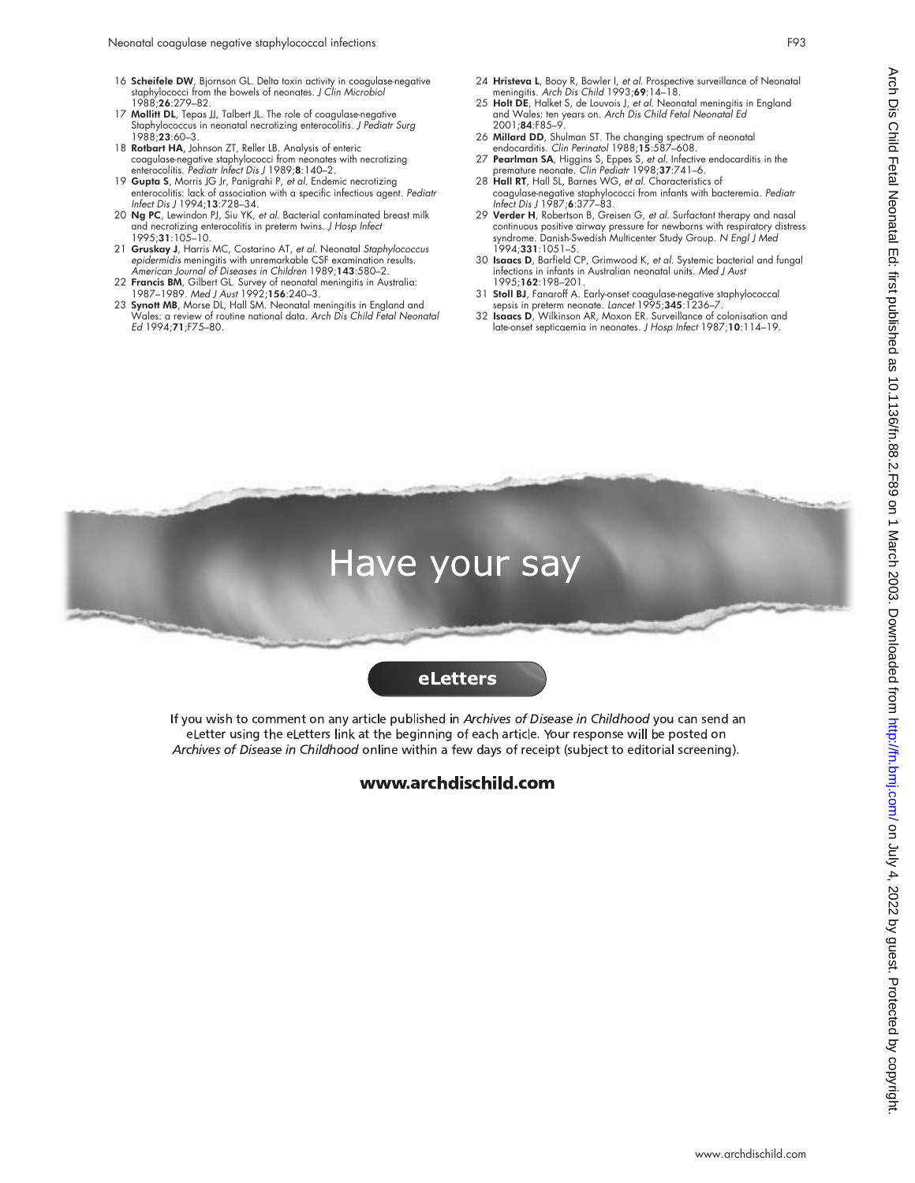16 **Scheifele DW**, Bjornson GL. Delta toxin activity in coagulase-negative staphylococci from the bowels of neonates. *J Clin Microbiol* 1988;**26**:279–82.

17 **Mollitt DL**, Tepas JJ, Talbert JL. The role of coagulase-negative Staphylococcus in neonatal necrotizing enterocolitis. *J Pediatr Surg* 1988;**23**:60–3.

18 **Rotbart HA**, Johnson ZT, Reller LB. Analysis of enteric coagulase-negative staphylococci from neonates with necrotizing enterocolitis. *Pediatr Infect Dis J* 1989;**8**:140–2.

19 **Gupta S**, Morris JG Jr, Panigrahi P, *et al*. Endemic necrotizing enterocolitis: lack of association with a specific infectious agent. *Pediatr Infect Dis J* 1994;**13**:728–34.

20 **Ng PC**, Lewindon PJ, Siu YK, *et al*. Bacterial contaminated breast milk and necrotizing enterocolitis in preterm twins. *J Hosp Infect* 1995;**31**:105–10.

21 **Gruskay J**, Harris MC, Costarino AT, *et al*. Neonatal *Staphylococcus epidermidis* meningitis with unremarkable CSF examination results. *American Journal of Diseases in Children* 1989;**143**:580–2.

22 **Francis BM**, Gilbert GL. Survey of neonatal meningitis in Australia: 1987–1989. *Med J Aust* 1992;**156**:240–3.

23 **Synott MB**, Morse DL, Hall SM. Neonatal meningitis in England and Wales: a review of routine national data. *Arch Dis Child Fetal Neonatal Ed* 1994;**71**;F75–80.

24 **Hristeva L**, Booy R, Bowler I, *et al*. Prospective surveillance of Neonatal meningitis. *Arch Dis Child* 1993;**69**:14–18.

25 **Holt DE**, Halket S, de Louvois J, *et al*. Neonatal meningitis in England and Wales: ten years on. *Arch Dis Child Fetal Neonatal Ed* 2001;**84**:F85–9.

26 **Millard DD**, Shulman ST. The changing spectrum of neonatal endocarditis. *Clin Perinatol* 1988;**15**:587–608.

27 **Pearlman SA**, Higgins S, Eppes S, *et al*. Infective endocarditis in the premature neonate. *Clin Pediatr* 1998;**37**:741–6.

28 **Hall RT**, Hall SL, Barnes WG, *et al*. Characteristics of coagulase-negative staphylococci from infants with bacteremia. *Pediatr Infect Dis J* 1987;**6**:377–83.

29 **Verder H**, Robertson B, Greisen G, *et al*. Surfactant therapy and nasal continuous positive airway pressure for newborns with respiratory distress syndrome. Danish-Swedish Multicenter Study Group. *N Engl J Med* 1994;**331**:1051–5.

30 **Isaacs D**, Barfield CP, Grimwood K, *et al*. Systemic bacterial and fungal infections in infants in Australian neonatal units. *Med J Aust* 1995;**162**:198–201.

31 **Stoll BJ**, Fanaroff A. Early-onset coagulase-negative staphylococcal sepsis in preterm neonate. *Lancet* 1995;**345**:1236–7.

32 **Isaacs D**, Wilkinson AR, Moxon ER. Surveillance of colonisation and late-onset septicaemia in neonates. *J Hosp Infect* 1987;**10**:114–19.

# Have your say

**eLetters**

If you wish to comment on any article published in *Archives of Disease in Childhood* you can send an eLetter using the eLetters link at the beginning of each article. Your response will be posted on *Archives of Disease in Childhood* online within a few days of receipt (subject to editorial screening).

**www.archdischild.com**